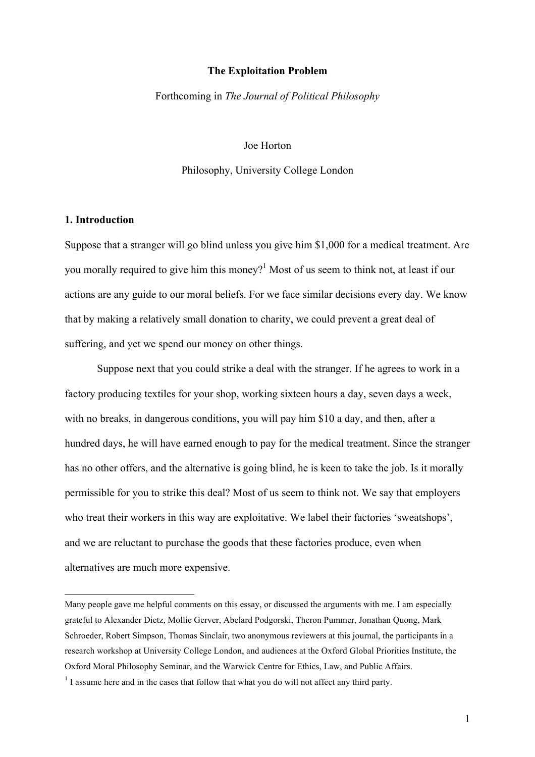**The Exploitation Problem**

Forthcoming in *The Journal of Political Philosophy*

Joe Horton

Philosophy, University College London

## 1. Introduction

Suppose that a stranger will go blind unless you give him $1,000 for a medical treatment. Are you morally required to give him this money?[1] Most of us seem to think not, at least if our actions are any guide to our moral beliefs. For we face similar decisions every day. We know that by making a relatively small donation to charity, we could prevent a great deal of suffering, and yet we spend our money on other things.

Suppose next that you could strike a deal with the stranger. If he agrees to work in a factory producing textiles for your shop, working sixteen hours a day, seven days a week, with no breaks, in dangerous conditions, you will pay him $10 a day, and then, after a hundred days, he will have earned enough to pay for the medical treatment. Since the stranger has no other offers, and the alternative is going blind, he is keen to take the job. Is it morally permissible for you to strike this deal? Most of us seem to think not. We say that employers who treat their workers in this way are exploitative. We label their factories 'sweatshops', and we are reluctant to purchase the goods that these factories produce, even when alternatives are much more expensive.

---

Many people gave me helpful comments on this essay, or discussed the arguments with me. I am especially grateful to Alexander Dietz, Mollie Gerver, Abelard Podgorski, Theron Pummer, Jonathan Quong, Mark Schroeder, Robert Simpson, Thomas Sinclair, two anonymous reviewers at this journal, the participants in a research workshop at University College London, and audiences at the Oxford Global Priorities Institute, the Oxford Moral Philosophy Seminar, and the Warwick Centre for Ethics, Law, and Public Affairs.

[1] I assume here and in the cases that follow that what you do will not affect any third party.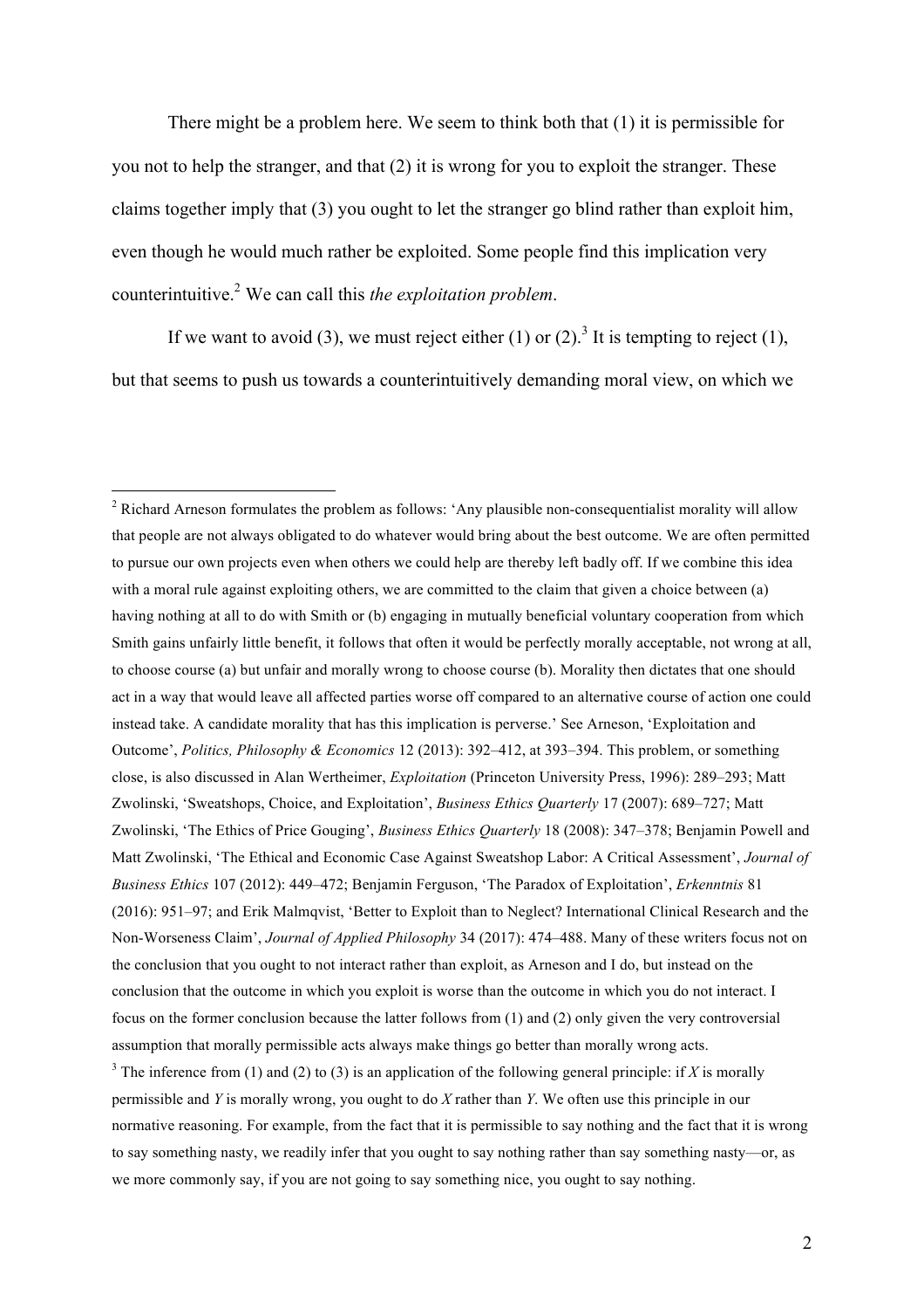There might be a problem here. We seem to think both that (1) it is permissible for you not to help the stranger, and that (2) it is wrong for you to exploit the stranger. These claims together imply that (3) you ought to let the stranger go blind rather than exploit him, even though he would much rather be exploited. Some people find this implication very counterintuitive.[2] We can call this *the exploitation problem*.

If we want to avoid (3), we must reject either (1) or (2).[3] It is tempting to reject (1), but that seems to push us towards a counterintuitively demanding moral view, on which we

---

[2] Richard Arneson formulates the problem as follows: 'Any plausible non-consequentialist morality will allow that people are not always obligated to do whatever would bring about the best outcome. We are often permitted to pursue our own projects even when others we could help are thereby left badly off. If we combine this idea with a moral rule against exploiting others, we are committed to the claim that given a choice between (a) having nothing at all to do with Smith or (b) engaging in mutually beneficial voluntary cooperation from which Smith gains unfairly little benefit, it follows that often it would be perfectly morally acceptable, not wrong at all, to choose course (a) but unfair and morally wrong to choose course (b). Morality then dictates that one should act in a way that would leave all affected parties worse off compared to an alternative course of action one could instead take. A candidate morality that has this implication is perverse.' See Arneson, 'Exploitation and Outcome', *Politics, Philosophy & Economics* 12 (2013): 392–412, at 393–394. This problem, or something close, is also discussed in Alan Wertheimer, *Exploitation* (Princeton University Press, 1996): 289–293; Matt Zwolinski, 'Sweatshops, Choice, and Exploitation', *Business Ethics Quarterly* 17 (2007): 689–727; Matt Zwolinski, 'The Ethics of Price Gouging', *Business Ethics Quarterly* 18 (2008): 347–378; Benjamin Powell and Matt Zwolinski, 'The Ethical and Economic Case Against Sweatshop Labor: A Critical Assessment', *Journal of Business Ethics* 107 (2012): 449–472; Benjamin Ferguson, 'The Paradox of Exploitation', *Erkenntnis* 81 (2016): 951–97; and Erik Malmqvist, 'Better to Exploit than to Neglect? International Clinical Research and the Non-Worseness Claim', *Journal of Applied Philosophy* 34 (2017): 474–488. Many of these writers focus not on the conclusion that you ought to not interact rather than exploit, as Arneson and I do, but instead on the conclusion that the outcome in which you exploit is worse than the outcome in which you do not interact. I focus on the former conclusion because the latter follows from (1) and (2) only given the very controversial assumption that morally permissible acts always make things go better than morally wrong acts.

[3] The inference from (1) and (2) to (3) is an application of the following general principle: if *X* is morally permissible and *Y* is morally wrong, you ought to do *X* rather than *Y*. We often use this principle in our normative reasoning. For example, from the fact that it is permissible to say nothing and the fact that it is wrong to say something nasty, we readily infer that you ought to say nothing rather than say something nasty—or, as we more commonly say, if you are not going to say something nice, you ought to say nothing.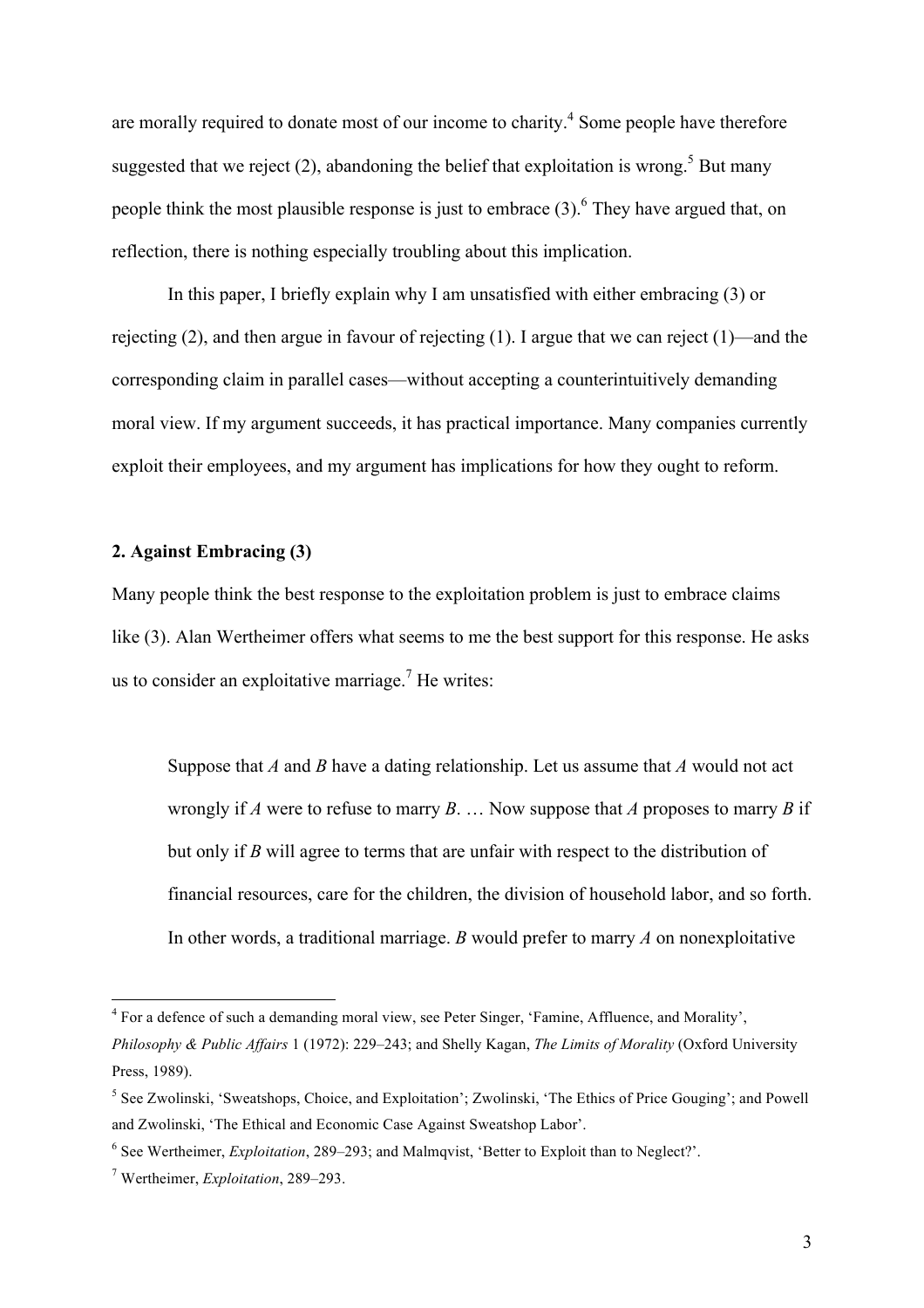are morally required to donate most of our income to charity.[4] Some people have therefore suggested that we reject (2), abandoning the belief that exploitation is wrong.[5] But many people think the most plausible response is just to embrace (3).[6] They have argued that, on reflection, there is nothing especially troubling about this implication.

In this paper, I briefly explain why I am unsatisfied with either embracing (3) or rejecting (2), and then argue in favour of rejecting (1). I argue that we can reject (1)—and the corresponding claim in parallel cases—without accepting a counterintuitively demanding moral view. If my argument succeeds, it has practical importance. Many companies currently exploit their employees, and my argument has implications for how they ought to reform.

## 2. Against Embracing (3)

Many people think the best response to the exploitation problem is just to embrace claims like (3). Alan Wertheimer offers what seems to me the best support for this response. He asks us to consider an exploitative marriage.[7] He writes:

> Suppose that *A* and *B* have a dating relationship. Let us assume that *A* would not act wrongly if *A* were to refuse to marry *B*. … Now suppose that *A* proposes to marry *B* if but only if *B* will agree to terms that are unfair with respect to the distribution of financial resources, care for the children, the division of household labor, and so forth. In other words, a traditional marriage. *B* would prefer to marry *A* on nonexploitative

---

[4] For a defence of such a demanding moral view, see Peter Singer, 'Famine, Affluence, and Morality', *Philosophy & Public Affairs* 1 (1972): 229–243; and Shelly Kagan, *The Limits of Morality* (Oxford University Press, 1989).

[5] See Zwolinski, 'Sweatshops, Choice, and Exploitation'; Zwolinski, 'The Ethics of Price Gouging'; and Powell and Zwolinski, 'The Ethical and Economic Case Against Sweatshop Labor'.

[6] See Wertheimer, *Exploitation*, 289–293; and Malmqvist, 'Better to Exploit than to Neglect?'.

[7] Wertheimer, *Exploitation*, 289–293.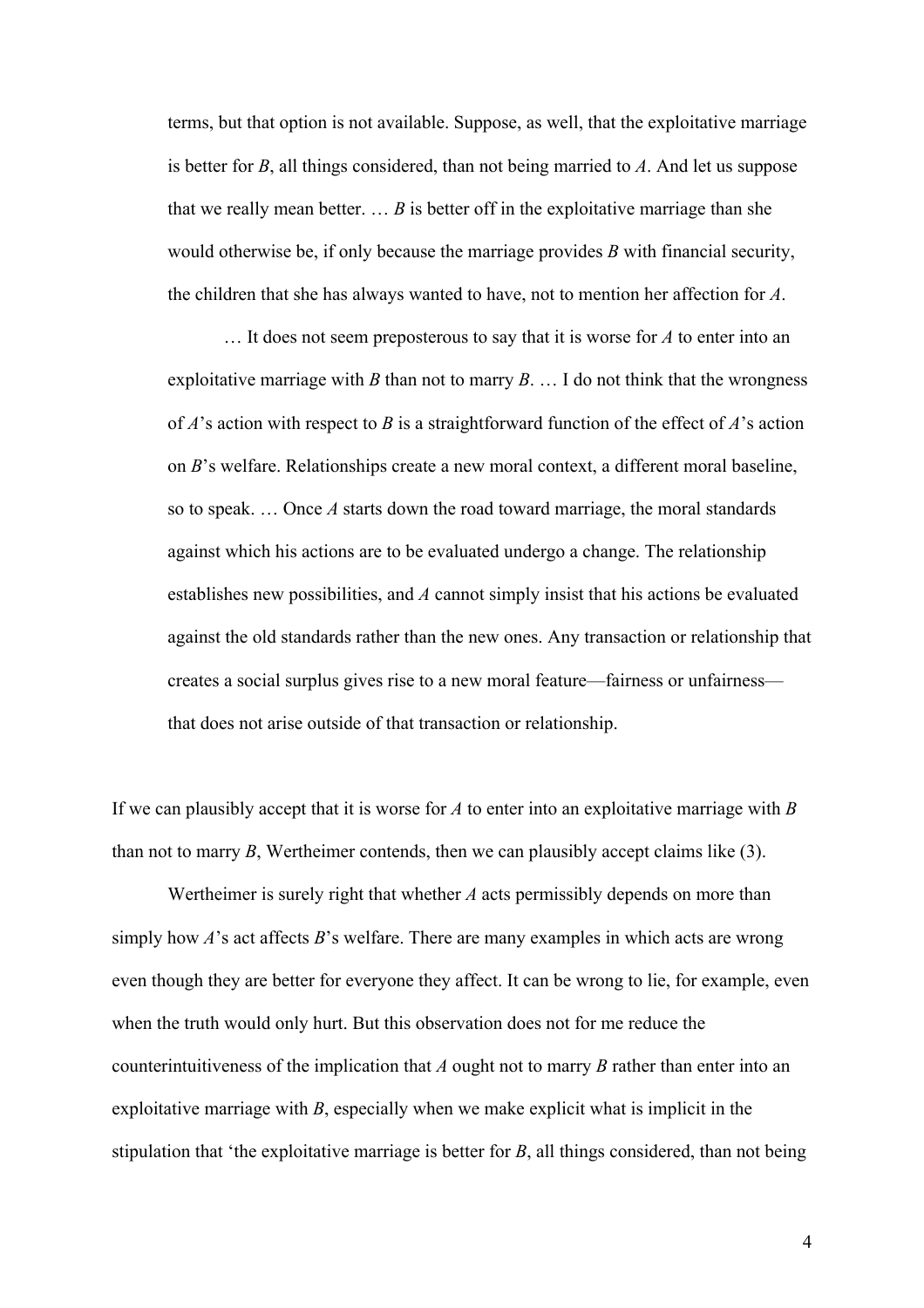> terms, but that option is not available. Suppose, as well, that the exploitative marriage is better for *B*, all things considered, than not being married to *A*. And let us suppose that we really mean better. … *B* is better off in the exploitative marriage than she would otherwise be, if only because the marriage provides *B* with financial security, the children that she has always wanted to have, not to mention her affection for *A*.
>
> … It does not seem preposterous to say that it is worse for *A* to enter into an exploitative marriage with *B* than not to marry *B*. … I do not think that the wrongness of *A*'s action with respect to *B* is a straightforward function of the effect of *A*'s action on *B*'s welfare. Relationships create a new moral context, a different moral baseline, so to speak. … Once *A* starts down the road toward marriage, the moral standards against which his actions are to be evaluated undergo a change. The relationship establishes new possibilities, and *A* cannot simply insist that his actions be evaluated against the old standards rather than the new ones. Any transaction or relationship that creates a social surplus gives rise to a new moral feature—fairness or unfairness—that does not arise outside of that transaction or relationship.

If we can plausibly accept that it is worse for *A* to enter into an exploitative marriage with *B* than not to marry *B*, Wertheimer contends, then we can plausibly accept claims like (3).

Wertheimer is surely right that whether *A* acts permissibly depends on more than simply how *A*'s act affects *B*'s welfare. There are many examples in which acts are wrong even though they are better for everyone they affect. It can be wrong to lie, for example, even when the truth would only hurt. But this observation does not for me reduce the counterintuitiveness of the implication that *A* ought not to marry *B* rather than enter into an exploitative marriage with *B*, especially when we make explicit what is implicit in the stipulation that 'the exploitative marriage is better for *B*, all things considered, than not being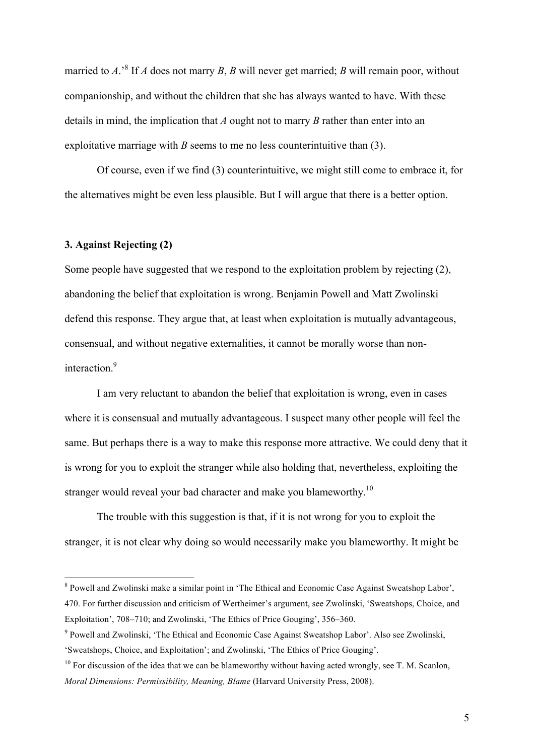married to *A*.'[8] If *A* does not marry *B*, *B* will never get married; *B* will remain poor, without companionship, and without the children that she has always wanted to have. With these details in mind, the implication that *A* ought not to marry *B* rather than enter into an exploitative marriage with *B* seems to me no less counterintuitive than (3).

Of course, even if we find (3) counterintuitive, we might still come to embrace it, for the alternatives might be even less plausible. But I will argue that there is a better option.

### 3. Against Rejecting (2)

Some people have suggested that we respond to the exploitation problem by rejecting (2), abandoning the belief that exploitation is wrong. Benjamin Powell and Matt Zwolinski defend this response. They argue that, at least when exploitation is mutually advantageous, consensual, and without negative externalities, it cannot be morally worse than non-interaction.[9]

I am very reluctant to abandon the belief that exploitation is wrong, even in cases where it is consensual and mutually advantageous. I suspect many other people will feel the same. But perhaps there is a way to make this response more attractive. We could deny that it is wrong for you to exploit the stranger while also holding that, nevertheless, exploiting the stranger would reveal your bad character and make you blameworthy.[10]

The trouble with this suggestion is that, if it is not wrong for you to exploit the stranger, it is not clear why doing so would necessarily make you blameworthy. It might be

---

[8] Powell and Zwolinski make a similar point in 'The Ethical and Economic Case Against Sweatshop Labor', 470. For further discussion and criticism of Wertheimer's argument, see Zwolinski, 'Sweatshops, Choice, and Exploitation', 708–710; and Zwolinski, 'The Ethics of Price Gouging', 356–360.

[9] Powell and Zwolinski, 'The Ethical and Economic Case Against Sweatshop Labor'. Also see Zwolinski, 'Sweatshops, Choice, and Exploitation'; and Zwolinski, 'The Ethics of Price Gouging'.

[10] For discussion of the idea that we can be blameworthy without having acted wrongly, see T. M. Scanlon, *Moral Dimensions: Permissibility, Meaning, Blame* (Harvard University Press, 2008).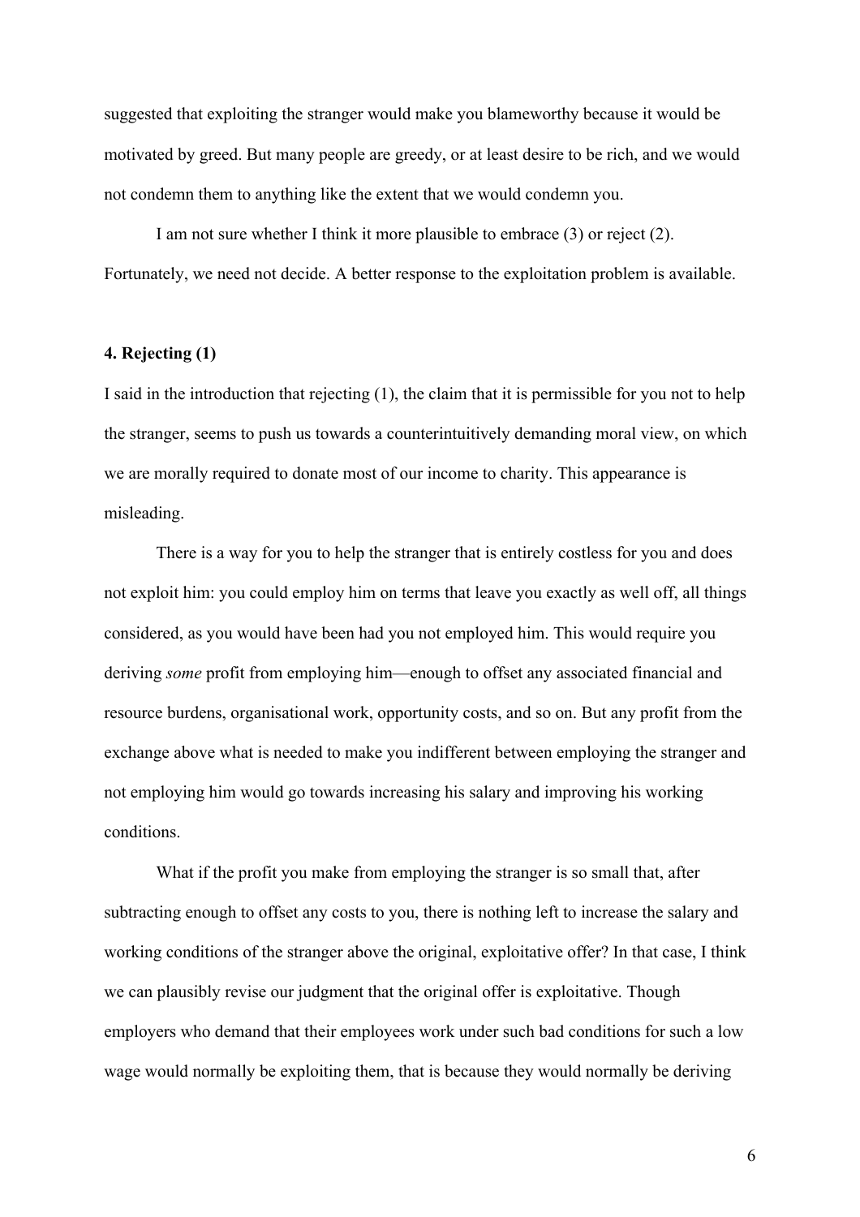suggested that exploiting the stranger would make you blameworthy because it would be motivated by greed. But many people are greedy, or at least desire to be rich, and we would not condemn them to anything like the extent that we would condemn you.

I am not sure whether I think it more plausible to embrace (3) or reject (2). Fortunately, we need not decide. A better response to the exploitation problem is available.

**4. Rejecting (1)**

I said in the introduction that rejecting (1), the claim that it is permissible for you not to help the stranger, seems to push us towards a counterintuitively demanding moral view, on which we are morally required to donate most of our income to charity. This appearance is misleading.

There is a way for you to help the stranger that is entirely costless for you and does not exploit him: you could employ him on terms that leave you exactly as well off, all things considered, as you would have been had you not employed him. This would require you deriving *some* profit from employing him—enough to offset any associated financial and resource burdens, organisational work, opportunity costs, and so on. But any profit from the exchange above what is needed to make you indifferent between employing the stranger and not employing him would go towards increasing his salary and improving his working conditions.

What if the profit you make from employing the stranger is so small that, after subtracting enough to offset any costs to you, there is nothing left to increase the salary and working conditions of the stranger above the original, exploitative offer? In that case, I think we can plausibly revise our judgment that the original offer is exploitative. Though employers who demand that their employees work under such bad conditions for such a low wage would normally be exploiting them, that is because they would normally be deriving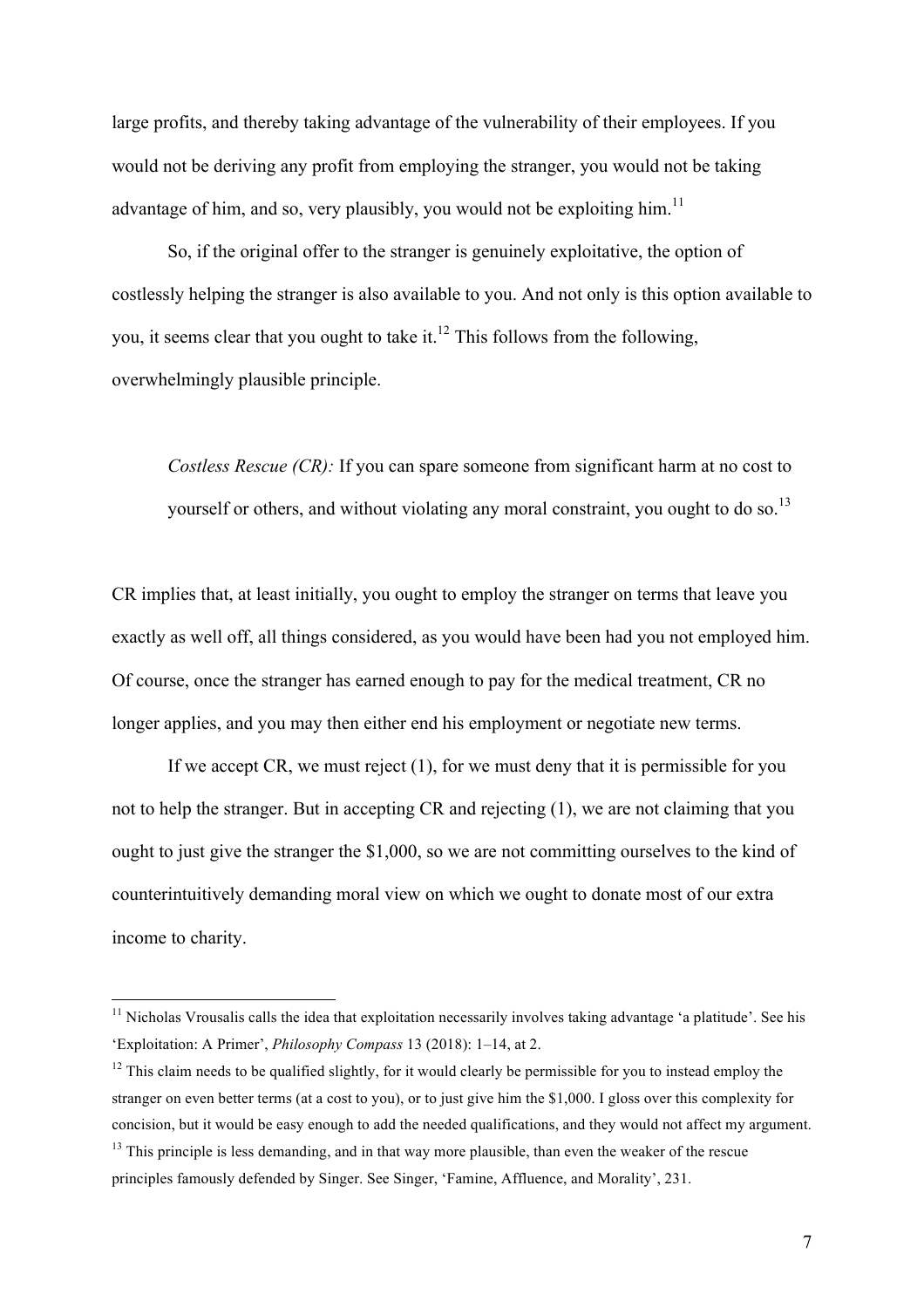large profits, and thereby taking advantage of the vulnerability of their employees. If you would not be deriving any profit from employing the stranger, you would not be taking advantage of him, and so, very plausibly, you would not be exploiting him.[11]

So, if the original offer to the stranger is genuinely exploitative, the option of costlessly helping the stranger is also available to you. And not only is this option available to you, it seems clear that you ought to take it.[12] This follows from the following, overwhelmingly plausible principle.

> *Costless Rescue (CR):* If you can spare someone from significant harm at no cost to yourself or others, and without violating any moral constraint, you ought to do so.[13]

CR implies that, at least initially, you ought to employ the stranger on terms that leave you exactly as well off, all things considered, as you would have been had you not employed him. Of course, once the stranger has earned enough to pay for the medical treatment, CR no longer applies, and you may then either end his employment or negotiate new terms.

If we accept CR, we must reject (1), for we must deny that it is permissible for you not to help the stranger. But in accepting CR and rejecting (1), we are not claiming that you ought to just give the stranger the $1,000, so we are not committing ourselves to the kind of counterintuitively demanding moral view on which we ought to donate most of our extra income to charity.

---

[11] Nicholas Vrousalis calls the idea that exploitation necessarily involves taking advantage 'a platitude'. See his 'Exploitation: A Primer', *Philosophy Compass* 13 (2018): 1–14, at 2.

[12] This claim needs to be qualified slightly, for it would clearly be permissible for you to instead employ the stranger on even better terms (at a cost to you), or to just give him the $1,000. I gloss over this complexity for concision, but it would be easy enough to add the needed qualifications, and they would not affect my argument.

[13] This principle is less demanding, and in that way more plausible, than even the weaker of the rescue principles famously defended by Singer. See Singer, 'Famine, Affluence, and Morality', 231.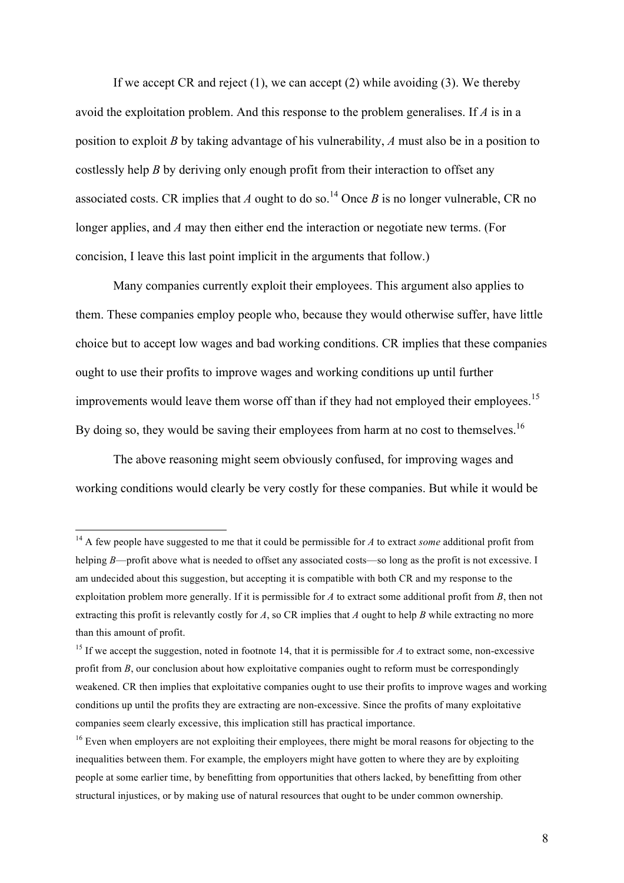If we accept CR and reject (1), we can accept (2) while avoiding (3). We thereby avoid the exploitation problem. And this response to the problem generalises. If *A* is in a position to exploit *B* by taking advantage of his vulnerability, *A* must also be in a position to costlessly help *B* by deriving only enough profit from their interaction to offset any associated costs. CR implies that *A* ought to do so.[14] Once *B* is no longer vulnerable, CR no longer applies, and *A* may then either end the interaction or negotiate new terms. (For concision, I leave this last point implicit in the arguments that follow.)

Many companies currently exploit their employees. This argument also applies to them. These companies employ people who, because they would otherwise suffer, have little choice but to accept low wages and bad working conditions. CR implies that these companies ought to use their profits to improve wages and working conditions up until further improvements would leave them worse off than if they had not employed their employees.[15] By doing so, they would be saving their employees from harm at no cost to themselves.[16]

The above reasoning might seem obviously confused, for improving wages and working conditions would clearly be very costly for these companies. But while it would be

---

[14] A few people have suggested to me that it could be permissible for *A* to extract *some* additional profit from helping *B*—profit above what is needed to offset any associated costs—so long as the profit is not excessive. I am undecided about this suggestion, but accepting it is compatible with both CR and my response to the exploitation problem more generally. If it is permissible for *A* to extract some additional profit from *B*, then not extracting this profit is relevantly costly for *A*, so CR implies that *A* ought to help *B* while extracting no more than this amount of profit.

[15] If we accept the suggestion, noted in footnote 14, that it is permissible for *A* to extract some, non-excessive profit from *B*, our conclusion about how exploitative companies ought to reform must be correspondingly weakened. CR then implies that exploitative companies ought to use their profits to improve wages and working conditions up until the profits they are extracting are non-excessive. Since the profits of many exploitative companies seem clearly excessive, this implication still has practical importance.

[16] Even when employers are not exploiting their employees, there might be moral reasons for objecting to the inequalities between them. For example, the employers might have gotten to where they are by exploiting people at some earlier time, by benefitting from opportunities that others lacked, by benefitting from other structural injustices, or by making use of natural resources that ought to be under common ownership.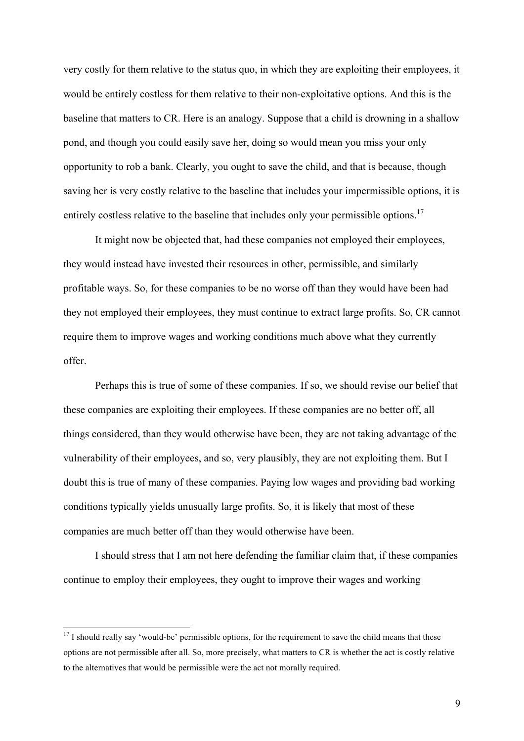very costly for them relative to the status quo, in which they are exploiting their employees, it would be entirely costless for them relative to their non-exploitative options. And this is the baseline that matters to CR. Here is an analogy. Suppose that a child is drowning in a shallow pond, and though you could easily save her, doing so would mean you miss your only opportunity to rob a bank. Clearly, you ought to save the child, and that is because, though saving her is very costly relative to the baseline that includes your impermissible options, it is entirely costless relative to the baseline that includes only your permissible options.[17]

It might now be objected that, had these companies not employed their employees, they would instead have invested their resources in other, permissible, and similarly profitable ways. So, for these companies to be no worse off than they would have been had they not employed their employees, they must continue to extract large profits. So, CR cannot require them to improve wages and working conditions much above what they currently offer.

Perhaps this is true of some of these companies. If so, we should revise our belief that these companies are exploiting their employees. If these companies are no better off, all things considered, than they would otherwise have been, they are not taking advantage of the vulnerability of their employees, and so, very plausibly, they are not exploiting them. But I doubt this is true of many of these companies. Paying low wages and providing bad working conditions typically yields unusually large profits. So, it is likely that most of these companies are much better off than they would otherwise have been.

I should stress that I am not here defending the familiar claim that, if these companies continue to employ their employees, they ought to improve their wages and working

---

[17] I should really say 'would-be' permissible options, for the requirement to save the child means that these options are not permissible after all. So, more precisely, what matters to CR is whether the act is costly relative to the alternatives that would be permissible were the act not morally required.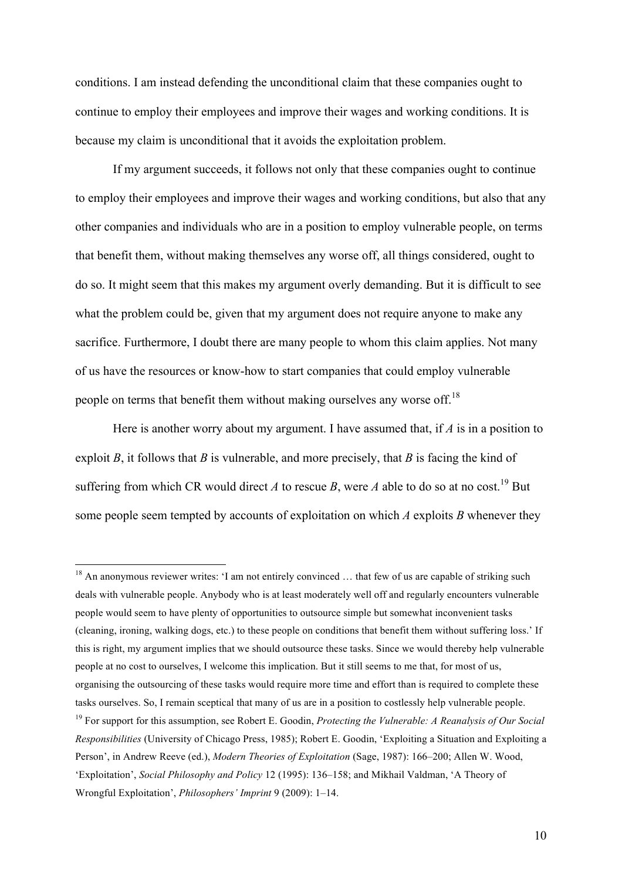conditions. I am instead defending the unconditional claim that these companies ought to continue to employ their employees and improve their wages and working conditions. It is because my claim is unconditional that it avoids the exploitation problem.

If my argument succeeds, it follows not only that these companies ought to continue to employ their employees and improve their wages and working conditions, but also that any other companies and individuals who are in a position to employ vulnerable people, on terms that benefit them, without making themselves any worse off, all things considered, ought to do so. It might seem that this makes my argument overly demanding. But it is difficult to see what the problem could be, given that my argument does not require anyone to make any sacrifice. Furthermore, I doubt there are many people to whom this claim applies. Not many of us have the resources or know-how to start companies that could employ vulnerable people on terms that benefit them without making ourselves any worse off.[18]

Here is another worry about my argument. I have assumed that, if *A* is in a position to exploit *B*, it follows that *B* is vulnerable, and more precisely, that *B* is facing the kind of suffering from which CR would direct *A* to rescue *B*, were *A* able to do so at no cost.[19] But some people seem tempted by accounts of exploitation on which *A* exploits *B* whenever they

---

[18] An anonymous reviewer writes: 'I am not entirely convinced … that few of us are capable of striking such deals with vulnerable people. Anybody who is at least moderately well off and regularly encounters vulnerable people would seem to have plenty of opportunities to outsource simple but somewhat inconvenient tasks (cleaning, ironing, walking dogs, etc.) to these people on conditions that benefit them without suffering loss.' If this is right, my argument implies that we should outsource these tasks. Since we would thereby help vulnerable people at no cost to ourselves, I welcome this implication. But it still seems to me that, for most of us, organising the outsourcing of these tasks would require more time and effort than is required to complete these tasks ourselves. So, I remain sceptical that many of us are in a position to costlessly help vulnerable people.

[19] For support for this assumption, see Robert E. Goodin, *Protecting the Vulnerable: A Reanalysis of Our Social Responsibilities* (University of Chicago Press, 1985); Robert E. Goodin, 'Exploiting a Situation and Exploiting a Person', in Andrew Reeve (ed.), *Modern Theories of Exploitation* (Sage, 1987): 166–200; Allen W. Wood, 'Exploitation', *Social Philosophy and Policy* 12 (1995): 136–158; and Mikhail Valdman, 'A Theory of Wrongful Exploitation', *Philosophers' Imprint* 9 (2009): 1–14.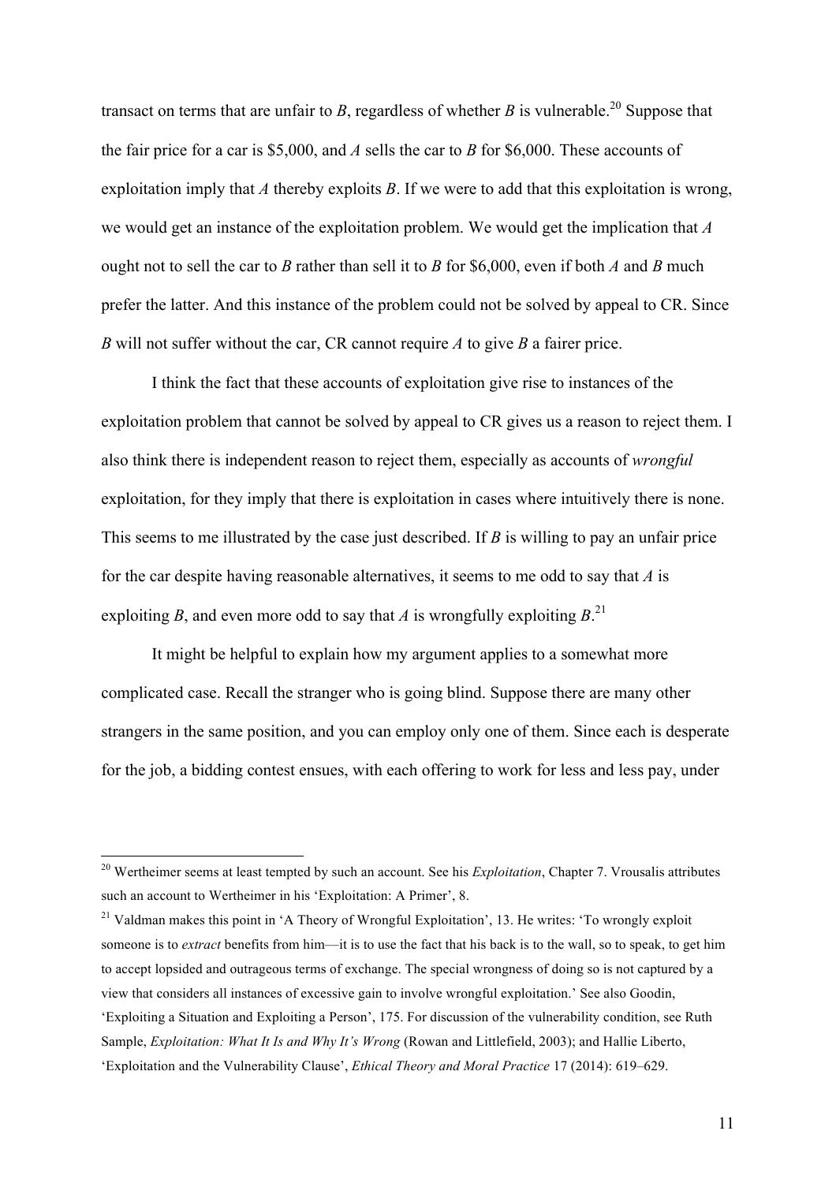transact on terms that are unfair to *B*, regardless of whether *B* is vulnerable.[20] Suppose that the fair price for a car is $5,000, and *A* sells the car to *B* for $6,000. These accounts of exploitation imply that *A* thereby exploits *B*. If we were to add that this exploitation is wrong, we would get an instance of the exploitation problem. We would get the implication that *A* ought not to sell the car to *B* rather than sell it to *B* for $6,000, even if both *A* and *B* much prefer the latter. And this instance of the problem could not be solved by appeal to CR. Since *B* will not suffer without the car, CR cannot require *A* to give *B* a fairer price.

I think the fact that these accounts of exploitation give rise to instances of the exploitation problem that cannot be solved by appeal to CR gives us a reason to reject them. I also think there is independent reason to reject them, especially as accounts of *wrongful* exploitation, for they imply that there is exploitation in cases where intuitively there is none. This seems to me illustrated by the case just described. If *B* is willing to pay an unfair price for the car despite having reasonable alternatives, it seems to me odd to say that *A* is exploiting *B*, and even more odd to say that *A* is wrongfully exploiting *B*.[21]

It might be helpful to explain how my argument applies to a somewhat more complicated case. Recall the stranger who is going blind. Suppose there are many other strangers in the same position, and you can employ only one of them. Since each is desperate for the job, a bidding contest ensues, with each offering to work for less and less pay, under

---

[20] Wertheimer seems at least tempted by such an account. See his *Exploitation*, Chapter 7. Vrousalis attributes such an account to Wertheimer in his 'Exploitation: A Primer', 8.

[21] Valdman makes this point in 'A Theory of Wrongful Exploitation', 13. He writes: 'To wrongly exploit someone is to *extract* benefits from him—it is to use the fact that his back is to the wall, so to speak, to get him to accept lopsided and outrageous terms of exchange. The special wrongness of doing so is not captured by a view that considers all instances of excessive gain to involve wrongful exploitation.' See also Goodin, 'Exploiting a Situation and Exploiting a Person', 175. For discussion of the vulnerability condition, see Ruth Sample, *Exploitation: What It Is and Why It's Wrong* (Rowan and Littlefield, 2003); and Hallie Liberto, 'Exploitation and the Vulnerability Clause', *Ethical Theory and Moral Practice* 17 (2014): 619–629.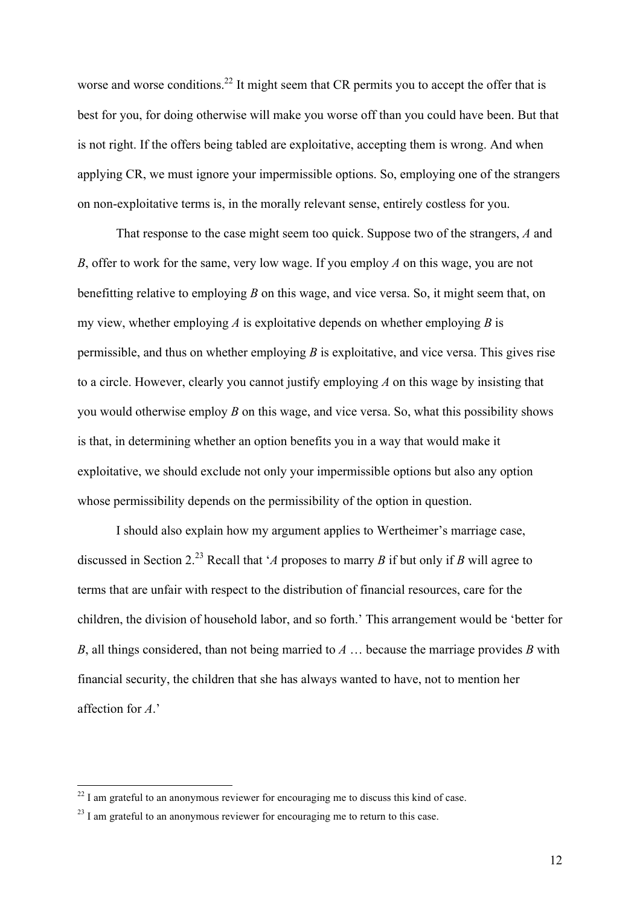worse and worse conditions.[22] It might seem that CR permits you to accept the offer that is best for you, for doing otherwise will make you worse off than you could have been. But that is not right. If the offers being tabled are exploitative, accepting them is wrong. And when applying CR, we must ignore your impermissible options. So, employing one of the strangers on non-exploitative terms is, in the morally relevant sense, entirely costless for you.

That response to the case might seem too quick. Suppose two of the strangers, *A* and *B*, offer to work for the same, very low wage. If you employ *A* on this wage, you are not benefitting relative to employing *B* on this wage, and vice versa. So, it might seem that, on my view, whether employing *A* is exploitative depends on whether employing *B* is permissible, and thus on whether employing *B* is exploitative, and vice versa. This gives rise to a circle. However, clearly you cannot justify employing *A* on this wage by insisting that you would otherwise employ *B* on this wage, and vice versa. So, what this possibility shows is that, in determining whether an option benefits you in a way that would make it exploitative, we should exclude not only your impermissible options but also any option whose permissibility depends on the permissibility of the option in question.

I should also explain how my argument applies to Wertheimer's marriage case, discussed in Section 2.[23] Recall that '*A* proposes to marry *B* if but only if *B* will agree to terms that are unfair with respect to the distribution of financial resources, care for the children, the division of household labor, and so forth.' This arrangement would be 'better for *B*, all things considered, than not being married to *A* … because the marriage provides *B* with financial security, the children that she has always wanted to have, not to mention her affection for *A*.'

[22] I am grateful to an anonymous reviewer for encouraging me to discuss this kind of case.

[23] I am grateful to an anonymous reviewer for encouraging me to return to this case.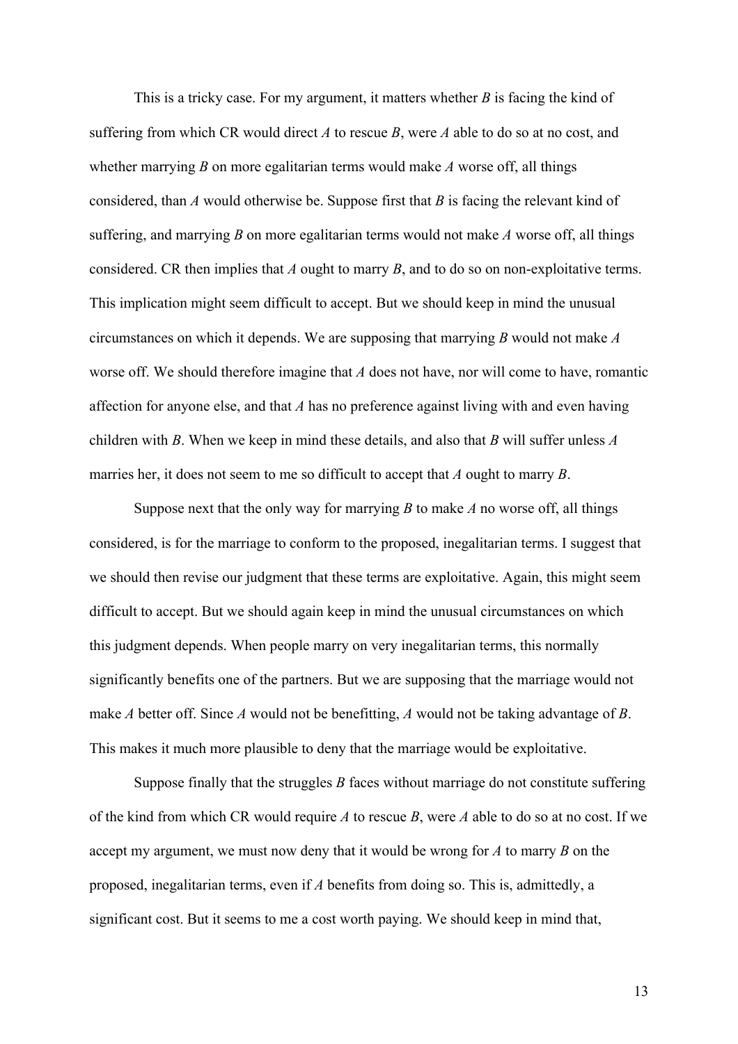This is a tricky case. For my argument, it matters whether *B* is facing the kind of suffering from which CR would direct *A* to rescue *B*, were *A* able to do so at no cost, and whether marrying *B* on more egalitarian terms would make *A* worse off, all things considered, than *A* would otherwise be. Suppose first that *B* is facing the relevant kind of suffering, and marrying *B* on more egalitarian terms would not make *A* worse off, all things considered. CR then implies that *A* ought to marry *B*, and to do so on non-exploitative terms. This implication might seem difficult to accept. But we should keep in mind the unusual circumstances on which it depends. We are supposing that marrying *B* would not make *A* worse off. We should therefore imagine that *A* does not have, nor will come to have, romantic affection for anyone else, and that *A* has no preference against living with and even having children with *B*. When we keep in mind these details, and also that *B* will suffer unless *A* marries her, it does not seem to me so difficult to accept that *A* ought to marry *B*.

Suppose next that the only way for marrying *B* to make *A* no worse off, all things considered, is for the marriage to conform to the proposed, inegalitarian terms. I suggest that we should then revise our judgment that these terms are exploitative. Again, this might seem difficult to accept. But we should again keep in mind the unusual circumstances on which this judgment depends. When people marry on very inegalitarian terms, this normally significantly benefits one of the partners. But we are supposing that the marriage would not make *A* better off. Since *A* would not be benefitting, *A* would not be taking advantage of *B*. This makes it much more plausible to deny that the marriage would be exploitative.

Suppose finally that the struggles *B* faces without marriage do not constitute suffering of the kind from which CR would require *A* to rescue *B*, were *A* able to do so at no cost. If we accept my argument, we must now deny that it would be wrong for *A* to marry *B* on the proposed, inegalitarian terms, even if *A* benefits from doing so. This is, admittedly, a significant cost. But it seems to me a cost worth paying. We should keep in mind that,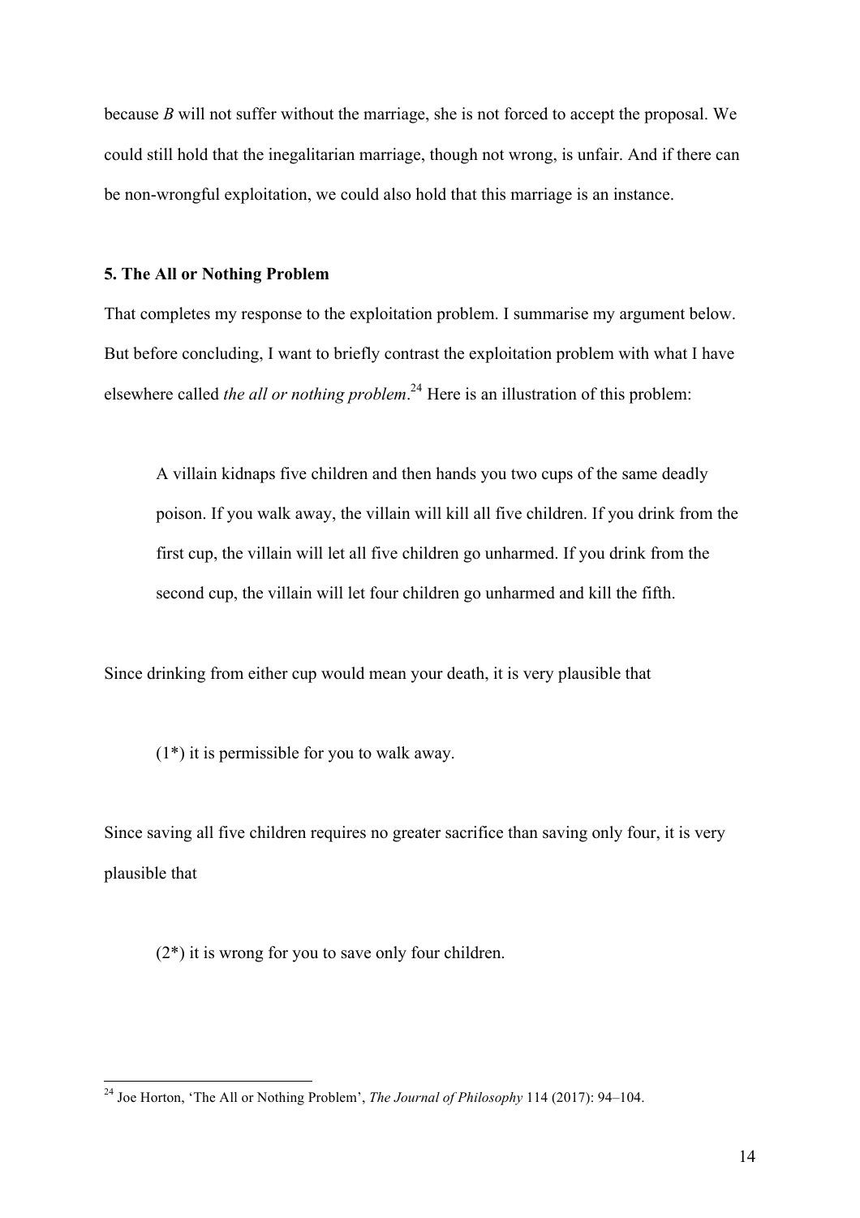because *B* will not suffer without the marriage, she is not forced to accept the proposal. We could still hold that the inegalitarian marriage, though not wrong, is unfair. And if there can be non-wrongful exploitation, we could also hold that this marriage is an instance.

### 5. The All or Nothing Problem

That completes my response to the exploitation problem. I summarise my argument below. But before concluding, I want to briefly contrast the exploitation problem with what I have elsewhere called *the all or nothing problem*.[24] Here is an illustration of this problem:

> A villain kidnaps five children and then hands you two cups of the same deadly poison. If you walk away, the villain will kill all five children. If you drink from the first cup, the villain will let all five children go unharmed. If you drink from the second cup, the villain will let four children go unharmed and kill the fifth.

Since drinking from either cup would mean your death, it is very plausible that

> (1*) it is permissible for you to walk away.

Since saving all five children requires no greater sacrifice than saving only four, it is very plausible that

> (2*) it is wrong for you to save only four children.

---

[24] Joe Horton, 'The All or Nothing Problem', *The Journal of Philosophy* 114 (2017): 94–104.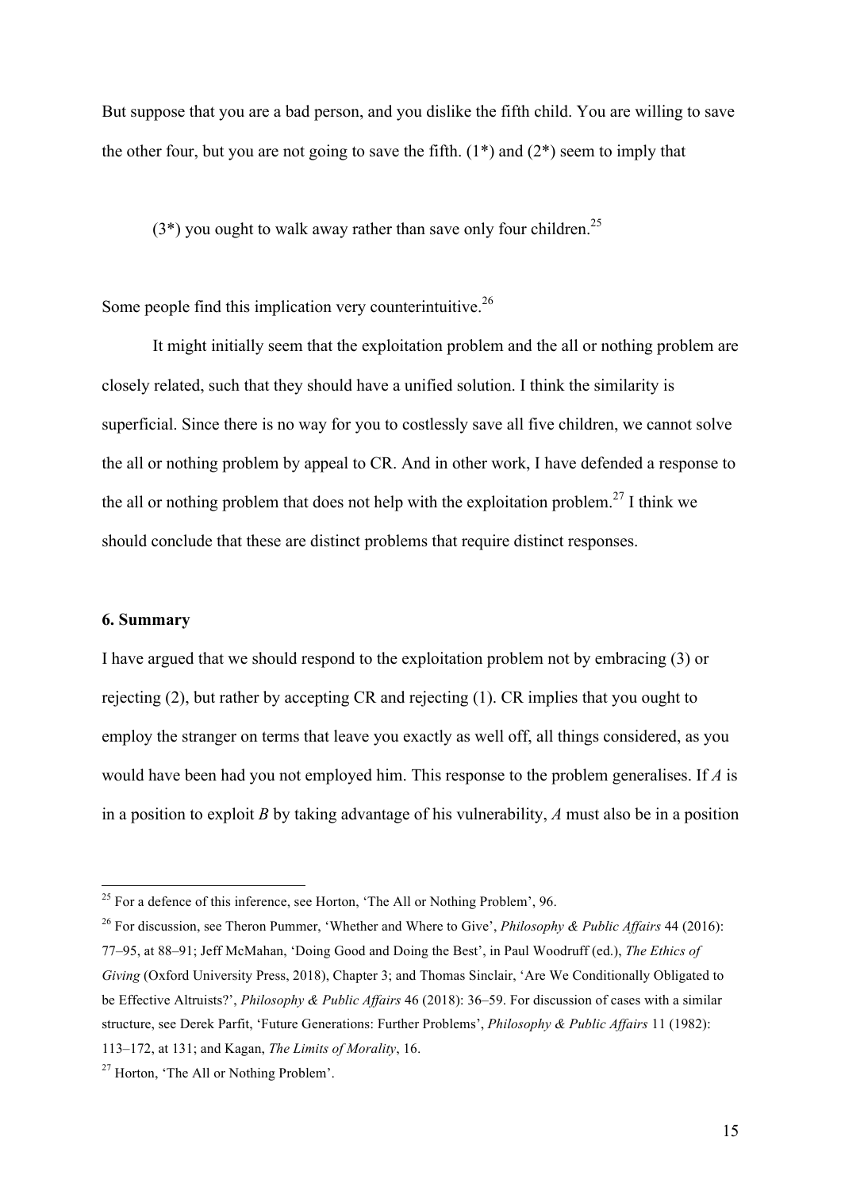But suppose that you are a bad person, and you dislike the fifth child. You are willing to save the other four, but you are not going to save the fifth. (1*) and (2*) seem to imply that

> (3*) you ought to walk away rather than save only four children.[25]

Some people find this implication very counterintuitive.[26]

It might initially seem that the exploitation problem and the all or nothing problem are closely related, such that they should have a unified solution. I think the similarity is superficial. Since there is no way for you to costlessly save all five children, we cannot solve the all or nothing problem by appeal to CR. And in other work, I have defended a response to the all or nothing problem that does not help with the exploitation problem.[27] I think we should conclude that these are distinct problems that require distinct responses.

### 6. Summary

I have argued that we should respond to the exploitation problem not by embracing (3) or rejecting (2), but rather by accepting CR and rejecting (1). CR implies that you ought to employ the stranger on terms that leave you exactly as well off, all things considered, as you would have been had you not employed him. This response to the problem generalises. If *A* is in a position to exploit *B* by taking advantage of his vulnerability, *A* must also be in a position

---

[25] For a defence of this inference, see Horton, 'The All or Nothing Problem', 96.

[26] For discussion, see Theron Pummer, 'Whether and Where to Give', *Philosophy & Public Affairs* 44 (2016): 77–95, at 88–91; Jeff McMahan, 'Doing Good and Doing the Best', in Paul Woodruff (ed.), *The Ethics of Giving* (Oxford University Press, 2018), Chapter 3; and Thomas Sinclair, 'Are We Conditionally Obligated to be Effective Altruists?', *Philosophy & Public Affairs* 46 (2018): 36–59. For discussion of cases with a similar structure, see Derek Parfit, 'Future Generations: Further Problems', *Philosophy & Public Affairs* 11 (1982): 113–172, at 131; and Kagan, *The Limits of Morality*, 16.

[27] Horton, 'The All or Nothing Problem'.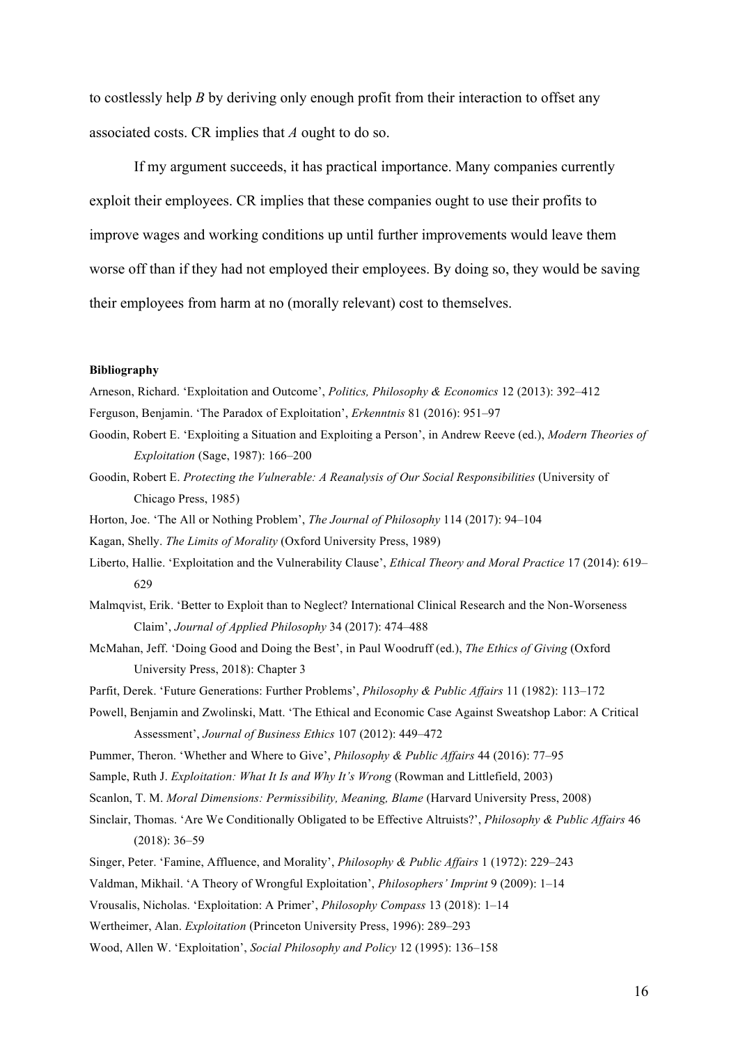to costlessly help *B* by deriving only enough profit from their interaction to offset any associated costs. CR implies that *A* ought to do so.

If my argument succeeds, it has practical importance. Many companies currently exploit their employees. CR implies that these companies ought to use their profits to improve wages and working conditions up until further improvements would leave them worse off than if they had not employed their employees. By doing so, they would be saving their employees from harm at no (morally relevant) cost to themselves.

**Bibliography**

Arneson, Richard. 'Exploitation and Outcome', *Politics, Philosophy & Economics* 12 (2013): 392–412

Ferguson, Benjamin. 'The Paradox of Exploitation', *Erkenntnis* 81 (2016): 951–97

Goodin, Robert E. 'Exploiting a Situation and Exploiting a Person', in Andrew Reeve (ed.), *Modern Theories of Exploitation* (Sage, 1987): 166–200

Goodin, Robert E. *Protecting the Vulnerable: A Reanalysis of Our Social Responsibilities* (University of Chicago Press, 1985)

Horton, Joe. 'The All or Nothing Problem', *The Journal of Philosophy* 114 (2017): 94–104

Kagan, Shelly. *The Limits of Morality* (Oxford University Press, 1989)

Liberto, Hallie. 'Exploitation and the Vulnerability Clause', *Ethical Theory and Moral Practice* 17 (2014): 619–629

Malmqvist, Erik. 'Better to Exploit than to Neglect? International Clinical Research and the Non-Worseness Claim', *Journal of Applied Philosophy* 34 (2017): 474–488

McMahan, Jeff. 'Doing Good and Doing the Best', in Paul Woodruff (ed.), *The Ethics of Giving* (Oxford University Press, 2018): Chapter 3

Parfit, Derek. 'Future Generations: Further Problems', *Philosophy & Public Affairs* 11 (1982): 113–172

Powell, Benjamin and Zwolinski, Matt. 'The Ethical and Economic Case Against Sweatshop Labor: A Critical Assessment', *Journal of Business Ethics* 107 (2012): 449–472

Pummer, Theron. 'Whether and Where to Give', *Philosophy & Public Affairs* 44 (2016): 77–95

Sample, Ruth J. *Exploitation: What It Is and Why It's Wrong* (Rowman and Littlefield, 2003)

Scanlon, T. M. *Moral Dimensions: Permissibility, Meaning, Blame* (Harvard University Press, 2008)

Sinclair, Thomas. 'Are We Conditionally Obligated to be Effective Altruists?', *Philosophy & Public Affairs* 46 (2018): 36–59

Singer, Peter. 'Famine, Affluence, and Morality', *Philosophy & Public Affairs* 1 (1972): 229–243

Valdman, Mikhail. 'A Theory of Wrongful Exploitation', *Philosophers' Imprint* 9 (2009): 1–14

Vrousalis, Nicholas. 'Exploitation: A Primer', *Philosophy Compass* 13 (2018): 1–14

Wertheimer, Alan. *Exploitation* (Princeton University Press, 1996): 289–293

Wood, Allen W. 'Exploitation', *Social Philosophy and Policy* 12 (1995): 136–158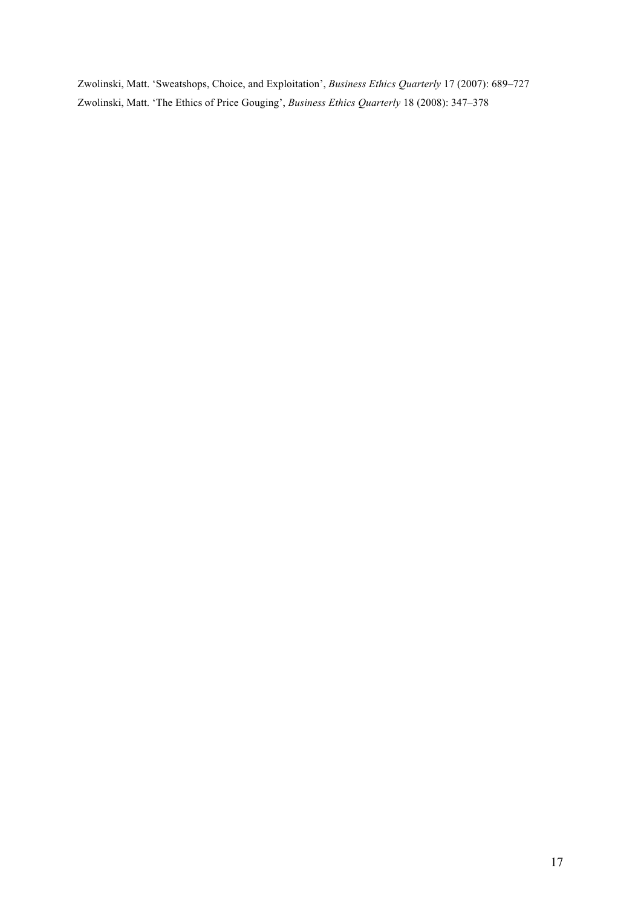Zwolinski, Matt. 'Sweatshops, Choice, and Exploitation', *Business Ethics Quarterly* 17 (2007): 689–727

Zwolinski, Matt. 'The Ethics of Price Gouging', *Business Ethics Quarterly* 18 (2008): 347–378